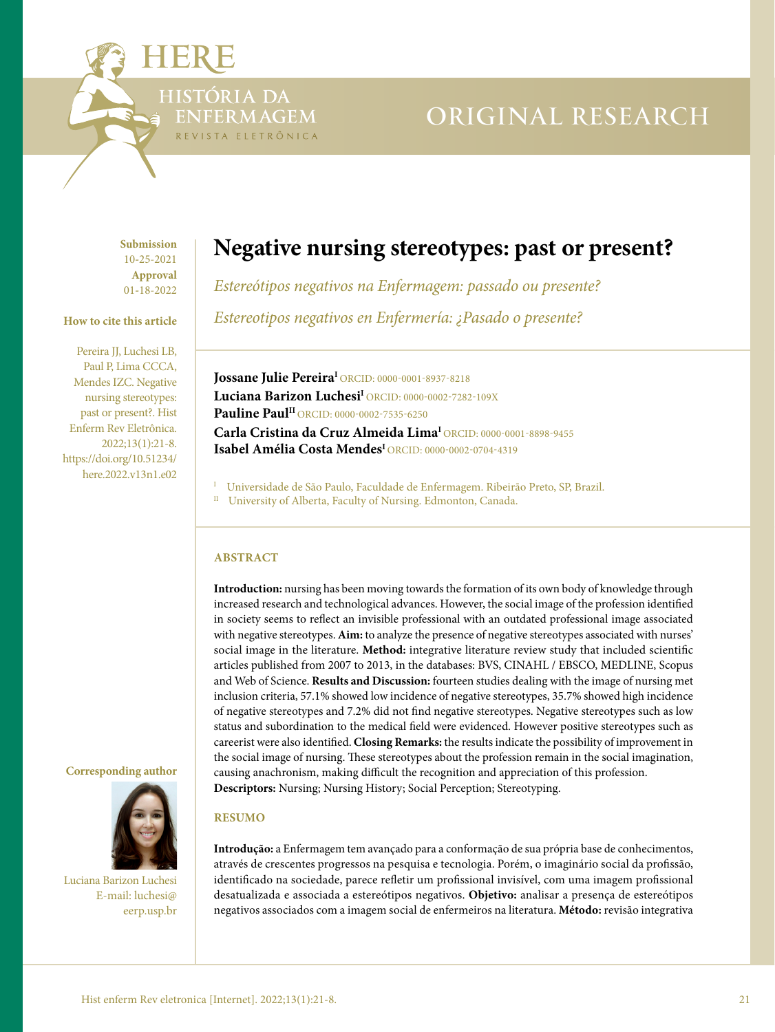ORIGINAL RESEARCH

**Submission**
10-25-2021
**Approval**
01-18-2022

**How to cite this article**

Pereira JJ, Luchesi LB, Paul P, Lima CCCA, Mendes IZC. Negative nursing stereotypes: past or present?. Hist Enferm Rev Eletrônica. 2022;13(1):21-8. https://doi.org/10.51234/here.2022.v13n1.e02

# Negative nursing stereotypes: past or present?

*Estereótipos negativos na Enfermagem: passado ou presente?*

*Estereotipos negativos en Enfermería: ¿Pasado o presente?*

**Jossane Julie Pereira**[I] ORCID: 0000-0001-8937-8218
**Luciana Barizon Luchesi**[I] ORCID: 0000-0002-7282-109X
**Pauline Paul**[II] ORCID: 0000-0002-7535-6250
**Carla Cristina da Cruz Almeida Lima**[I] ORCID: 0000-0001-8898-9455
**Isabel Amélia Costa Mendes**[I] ORCID: 0000-0002-0704-4319

[I] Universidade de São Paulo, Faculdade de Enfermagem. Ribeirão Preto, SP, Brazil.
[II] University of Alberta, Faculty of Nursing. Edmonton, Canada.

## ABSTRACT

**Introduction:** nursing has been moving towards the formation of its own body of knowledge through increased research and technological advances. However, the social image of the profession identified in society seems to reflect an invisible professional with an outdated professional image associated with negative stereotypes. **Aim:** to analyze the presence of negative stereotypes associated with nurses' social image in the literature. **Method:** integrative literature review study that included scientific articles published from 2007 to 2013, in the databases: BVS, CINAHL / EBSCO, MEDLINE, Scopus and Web of Science. **Results and Discussion:** fourteen studies dealing with the image of nursing met inclusion criteria, 57.1% showed low incidence of negative stereotypes, 35.7% showed high incidence of negative stereotypes and 7.2% did not find negative stereotypes. Negative stereotypes such as low status and subordination to the medical field were evidenced. However positive stereotypes such as careerist were also identified. **Closing Remarks:** the results indicate the possibility of improvement in the social image of nursing. These stereotypes about the profession remain in the social imagination, causing anachronism, making difficult the recognition and appreciation of this profession.
**Descriptors:** Nursing; Nursing History; Social Perception; Stereotyping.

## RESUMO

**Introdução:** a Enfermagem tem avançado para a conformação de sua própria base de conhecimentos, através de crescentes progressos na pesquisa e tecnologia. Porém, o imaginário social da profissão, identificado na sociedade, parece refletir um profissional invisível, com uma imagem profissional desatualizada e associada a estereótipos negativos. **Objetivo:** analisar a presença de estereótipos negativos associados com a imagem social de enfermeiros na literatura. **Método:** revisão integrativa

**Corresponding author**

Luciana Barizon Luchesi
E-mail: luchesi@eerp.usp.br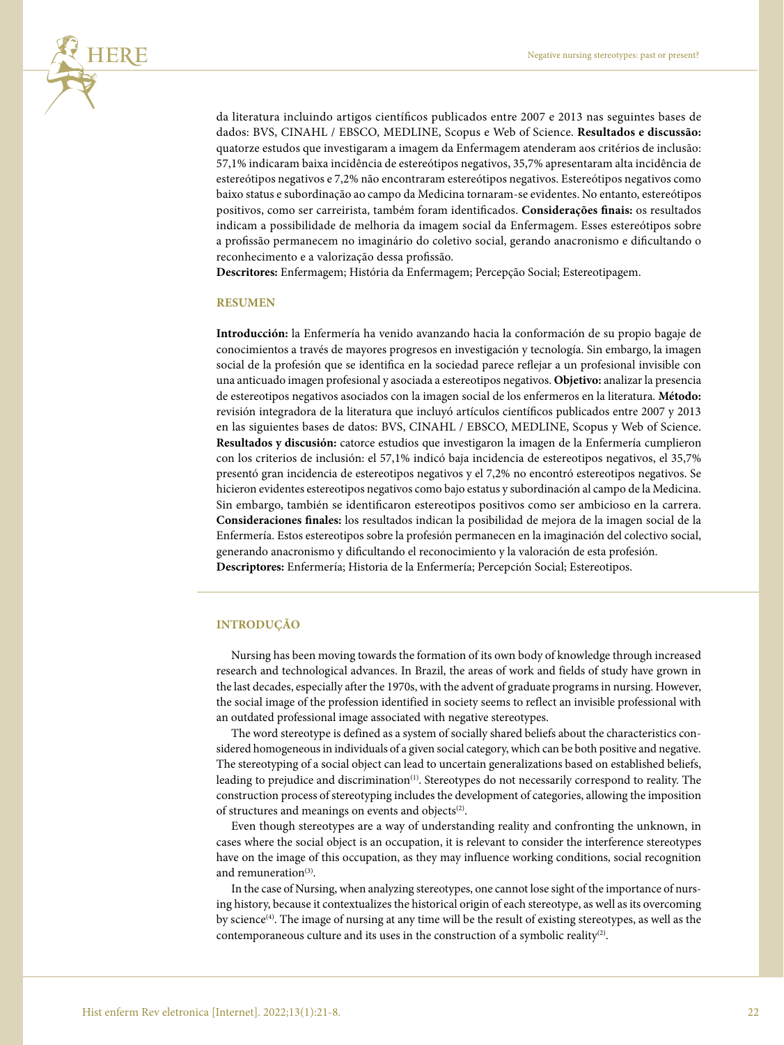da literatura incluindo artigos científicos publicados entre 2007 e 2013 nas seguintes bases de dados: BVS, CINAHL / EBSCO, MEDLINE, Scopus e Web of Science. **Resultados e discussão:** quatorze estudos que investigaram a imagem da Enfermagem atenderam aos critérios de inclusão: 57,1% indicaram baixa incidência de estereótipos negativos, 35,7% apresentaram alta incidência de estereótipos negativos e 7,2% não encontraram estereótipos negativos. Estereótipos negativos como baixo status e subordinação ao campo da Medicina tornaram-se evidentes. No entanto, estereótipos positivos, como ser carreirista, também foram identificados. **Considerações finais:** os resultados indicam a possibilidade de melhoria da imagem social da Enfermagem. Esses estereótipos sobre a profissão permanecem no imaginário do coletivo social, gerando anacronismo e dificultando o reconhecimento e a valorização dessa profissão.

**Descritores:** Enfermagem; História da Enfermagem; Percepção Social; Estereotipagem.

## RESUMEN

**Introducción:** la Enfermería ha venido avanzando hacia la conformación de su propio bagaje de conocimientos a través de mayores progresos en investigación y tecnología. Sin embargo, la imagen social de la profesión que se identifica en la sociedad parece reflejar a un profesional invisible con una anticuado imagen profesional y asociada a estereotipos negativos. **Objetivo:** analizar la presencia de estereotipos negativos asociados con la imagen social de los enfermeros en la literatura. **Método:** revisión integradora de la literatura que incluyó artículos científicos publicados entre 2007 y 2013 en las siguientes bases de datos: BVS, CINAHL / EBSCO, MEDLINE, Scopus y Web of Science. **Resultados y discusión:** catorce estudios que investigaron la imagen de la Enfermería cumplieron con los criterios de inclusión: el 57,1% indicó baja incidencia de estereotipos negativos, el 35,7% presentó gran incidencia de estereotipos negativos y el 7,2% no encontró estereotipos negativos. Se hicieron evidentes estereotipos negativos como bajo estatus y subordinación al campo de la Medicina. Sin embargo, también se identificaron estereotipos positivos como ser ambicioso en la carrera. **Consideraciones finales:** los resultados indican la posibilidad de mejora de la imagen social de la Enfermería. Estos estereotipos sobre la profesión permanecen en la imaginación del colectivo social, generando anacronismo y dificultando el reconocimiento y la valoración de esta profesión.

**Descriptores:** Enfermería; Historia de la Enfermería; Percepción Social; Estereotipos.

## INTRODUÇÃO

Nursing has been moving towards the formation of its own body of knowledge through increased research and technological advances. In Brazil, the areas of work and fields of study have grown in the last decades, especially after the 1970s, with the advent of graduate programs in nursing. However, the social image of the profession identified in society seems to reflect an invisible professional with an outdated professional image associated with negative stereotypes.

The word stereotype is defined as a system of socially shared beliefs about the characteristics considered homogeneous in individuals of a given social category, which can be both positive and negative. The stereotyping of a social object can lead to uncertain generalizations based on established beliefs, leading to prejudice and discrimination[1]. Stereotypes do not necessarily correspond to reality. The construction process of stereotyping includes the development of categories, allowing the imposition of structures and meanings on events and objects[2].

Even though stereotypes are a way of understanding reality and confronting the unknown, in cases where the social object is an occupation, it is relevant to consider the interference stereotypes have on the image of this occupation, as they may influence working conditions, social recognition and remuneration[3].

In the case of Nursing, when analyzing stereotypes, one cannot lose sight of the importance of nursing history, because it contextualizes the historical origin of each stereotype, as well as its overcoming by science[4]. The image of nursing at any time will be the result of existing stereotypes, as well as the contemporaneous culture and its uses in the construction of a symbolic reality[2].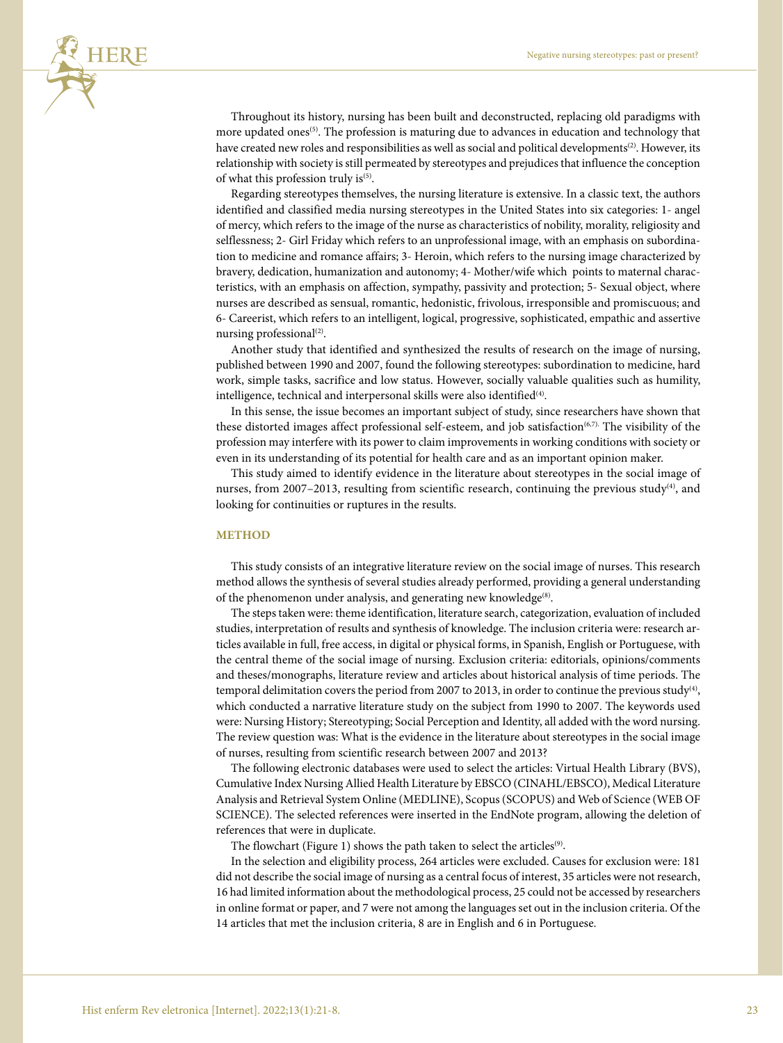Throughout its history, nursing has been built and deconstructed, replacing old paradigms with more updated ones[5]. The profession is maturing due to advances in education and technology that have created new roles and responsibilities as well as social and political developments[2]. However, its relationship with society is still permeated by stereotypes and prejudices that influence the conception of what this profession truly is[5].

Regarding stereotypes themselves, the nursing literature is extensive. In a classic text, the authors identified and classified media nursing stereotypes in the United States into six categories: 1- angel of mercy, which refers to the image of the nurse as characteristics of nobility, morality, religiosity and selflessness; 2- Girl Friday which refers to an unprofessional image, with an emphasis on subordination to medicine and romance affairs; 3- Heroin, which refers to the nursing image characterized by bravery, dedication, humanization and autonomy; 4- Mother/wife which points to maternal characteristics, with an emphasis on affection, sympathy, passivity and protection; 5- Sexual object, where nurses are described as sensual, romantic, hedonistic, frivolous, irresponsible and promiscuous; and 6- Careerist, which refers to an intelligent, logical, progressive, sophisticated, empathic and assertive nursing professional[2].

Another study that identified and synthesized the results of research on the image of nursing, published between 1990 and 2007, found the following stereotypes: subordination to medicine, hard work, simple tasks, sacrifice and low status. However, socially valuable qualities such as humility, intelligence, technical and interpersonal skills were also identified[4].

In this sense, the issue becomes an important subject of study, since researchers have shown that these distorted images affect professional self-esteem, and job satisfaction[6,7]. The visibility of the profession may interfere with its power to claim improvements in working conditions with society or even in its understanding of its potential for health care and as an important opinion maker.

This study aimed to identify evidence in the literature about stereotypes in the social image of nurses, from 2007–2013, resulting from scientific research, continuing the previous study[4], and looking for continuities or ruptures in the results.

## METHOD

This study consists of an integrative literature review on the social image of nurses. This research method allows the synthesis of several studies already performed, providing a general understanding of the phenomenon under analysis, and generating new knowledge[8].

The steps taken were: theme identification, literature search, categorization, evaluation of included studies, interpretation of results and synthesis of knowledge. The inclusion criteria were: research articles available in full, free access, in digital or physical forms, in Spanish, English or Portuguese, with the central theme of the social image of nursing. Exclusion criteria: editorials, opinions/comments and theses/monographs, literature review and articles about historical analysis of time periods. The temporal delimitation covers the period from 2007 to 2013, in order to continue the previous study[4], which conducted a narrative literature study on the subject from 1990 to 2007. The keywords used were: Nursing History; Stereotyping; Social Perception and Identity, all added with the word nursing. The review question was: What is the evidence in the literature about stereotypes in the social image of nurses, resulting from scientific research between 2007 and 2013?

The following electronic databases were used to select the articles: Virtual Health Library (BVS), Cumulative Index Nursing Allied Health Literature by EBSCO (CINAHL/EBSCO), Medical Literature Analysis and Retrieval System Online (MEDLINE), Scopus (SCOPUS) and Web of Science (WEB OF SCIENCE). The selected references were inserted in the EndNote program, allowing the deletion of references that were in duplicate.

The flowchart (Figure 1) shows the path taken to select the articles[9].

In the selection and eligibility process, 264 articles were excluded. Causes for exclusion were: 181 did not describe the social image of nursing as a central focus of interest, 35 articles were not research, 16 had limited information about the methodological process, 25 could not be accessed by researchers in online format or paper, and 7 were not among the languages set out in the inclusion criteria. Of the 14 articles that met the inclusion criteria, 8 are in English and 6 in Portuguese.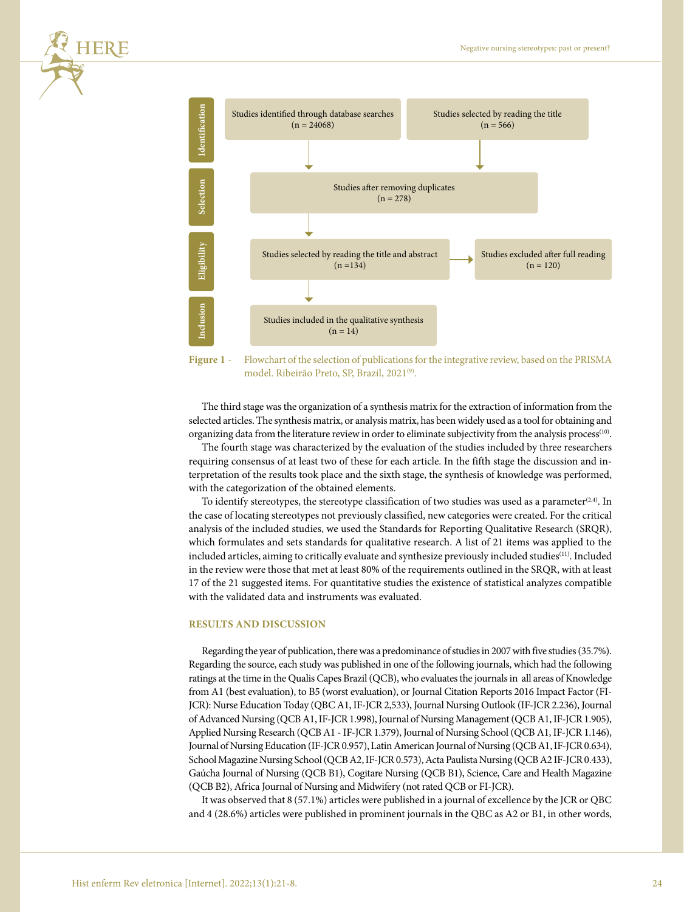Identification

Studies identified through database searches (n = 24068)

Studies selected by reading the title (n = 566)

Selection

Studies after removing duplicates (n = 278)

Eligibility

Studies selected by reading the title and abstract (n =134)

Studies excluded after full reading (n = 120)

Inclusion

Studies included in the qualitative synthesis (n = 14)

**Figure 1** - Flowchart of the selection of publications for the integrative review, based on the PRISMA model. Ribeirão Preto, SP, Brazil, 2021[9].

The third stage was the organization of a synthesis matrix for the extraction of information from the selected articles. The synthesis matrix, or analysis matrix, has been widely used as a tool for obtaining and organizing data from the literature review in order to eliminate subjectivity from the analysis process[10].

The fourth stage was characterized by the evaluation of the studies included by three researchers requiring consensus of at least two of these for each article. In the fifth stage the discussion and interpretation of the results took place and the sixth stage, the synthesis of knowledge was performed, with the categorization of the obtained elements.

To identify stereotypes, the stereotype classification of two studies was used as a parameter[2,4]. In the case of locating stereotypes not previously classified, new categories were created. For the critical analysis of the included studies, we used the Standards for Reporting Qualitative Research (SRQR), which formulates and sets standards for qualitative research. A list of 21 items was applied to the included articles, aiming to critically evaluate and synthesize previously included studies[11]. Included in the review were those that met at least 80% of the requirements outlined in the SRQR, with at least 17 of the 21 suggested items. For quantitative studies the existence of statistical analyzes compatible with the validated data and instruments was evaluated.

## RESULTS AND DISCUSSION

Regarding the year of publication, there was a predominance of studies in 2007 with five studies (35.7%). Regarding the source, each study was published in one of the following journals, which had the following ratings at the time in the Qualis Capes Brazil (QCB), who evaluates the journals in all areas of Knowledge from A1 (best evaluation), to B5 (worst evaluation), or Journal Citation Reports 2016 Impact Factor (FI-JCR): Nurse Education Today (QBC A1, IF-JCR 2,533), Journal Nursing Outlook (IF-JCR 2.236), Journal of Advanced Nursing (QCB A1, IF-JCR 1.998), Journal of Nursing Management (QCB A1, IF-JCR 1.905), Applied Nursing Research (QCB A1 - IF-JCR 1.379), Journal of Nursing School (QCB A1, IF-JCR 1.146), Journal of Nursing Education (IF-JCR 0.957), Latin American Journal of Nursing (QCB A1, IF-JCR 0.634), School Magazine Nursing School (QCB A2, IF-JCR 0.573), Acta Paulista Nursing (QCB A2 IF-JCR 0.433), Gaúcha Journal of Nursing (QCB B1), Cogitare Nursing (QCB B1), Science, Care and Health Magazine (QCB B2), Africa Journal of Nursing and Midwifery (not rated QCB or FI-JCR).

It was observed that 8 (57.1%) articles were published in a journal of excellence by the JCR or QBC and 4 (28.6%) articles were published in prominent journals in the QBC as A2 or B1, in other words,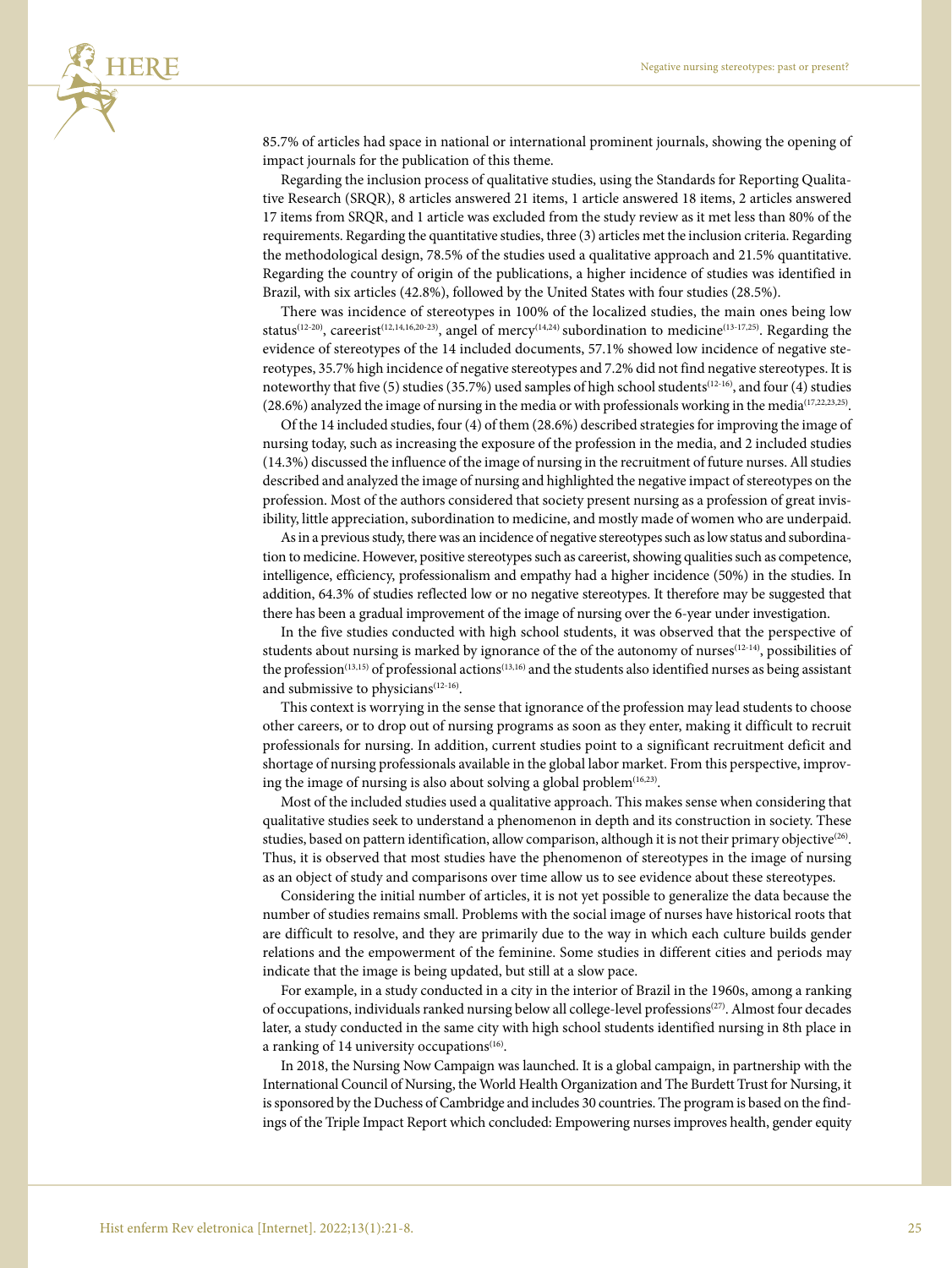85.7% of articles had space in national or international prominent journals, showing the opening of impact journals for the publication of this theme.

Regarding the inclusion process of qualitative studies, using the Standards for Reporting Qualitative Research (SRQR), 8 articles answered 21 items, 1 article answered 18 items, 2 articles answered 17 items from SRQR, and 1 article was excluded from the study review as it met less than 80% of the requirements. Regarding the quantitative studies, three (3) articles met the inclusion criteria. Regarding the methodological design, 78.5% of the studies used a qualitative approach and 21.5% quantitative. Regarding the country of origin of the publications, a higher incidence of studies was identified in Brazil, with six articles (42.8%), followed by the United States with four studies (28.5%).

There was incidence of stereotypes in 100% of the localized studies, the main ones being low status[12-20], careerist[12,14,16,20-23], angel of mercy[14,24] subordination to medicine[13-17,25]. Regarding the evidence of stereotypes of the 14 included documents, 57.1% showed low incidence of negative stereotypes, 35.7% high incidence of negative stereotypes and 7.2% did not find negative stereotypes. It is noteworthy that five (5) studies (35.7%) used samples of high school students[12-16], and four (4) studies (28.6%) analyzed the image of nursing in the media or with professionals working in the media[17,22,23,25].

Of the 14 included studies, four (4) of them (28.6%) described strategies for improving the image of nursing today, such as increasing the exposure of the profession in the media, and 2 included studies (14.3%) discussed the influence of the image of nursing in the recruitment of future nurses. All studies described and analyzed the image of nursing and highlighted the negative impact of stereotypes on the profession. Most of the authors considered that society present nursing as a profession of great invisibility, little appreciation, subordination to medicine, and mostly made of women who are underpaid.

As in a previous study, there was an incidence of negative stereotypes such as low status and subordination to medicine. However, positive stereotypes such as careerist, showing qualities such as competence, intelligence, efficiency, professionalism and empathy had a higher incidence (50%) in the studies. In addition, 64.3% of studies reflected low or no negative stereotypes. It therefore may be suggested that there has been a gradual improvement of the image of nursing over the 6-year under investigation.

In the five studies conducted with high school students, it was observed that the perspective of students about nursing is marked by ignorance of the of the autonomy of nurses[12-14], possibilities of the profession[13,15] of professional actions[13,16] and the students also identified nurses as being assistant and submissive to physicians[12-16].

This context is worrying in the sense that ignorance of the profession may lead students to choose other careers, or to drop out of nursing programs as soon as they enter, making it difficult to recruit professionals for nursing. In addition, current studies point to a significant recruitment deficit and shortage of nursing professionals available in the global labor market. From this perspective, improving the image of nursing is also about solving a global problem[16,23].

Most of the included studies used a qualitative approach. This makes sense when considering that qualitative studies seek to understand a phenomenon in depth and its construction in society. These studies, based on pattern identification, allow comparison, although it is not their primary objective[26]. Thus, it is observed that most studies have the phenomenon of stereotypes in the image of nursing as an object of study and comparisons over time allow us to see evidence about these stereotypes.

Considering the initial number of articles, it is not yet possible to generalize the data because the number of studies remains small. Problems with the social image of nurses have historical roots that are difficult to resolve, and they are primarily due to the way in which each culture builds gender relations and the empowerment of the feminine. Some studies in different cities and periods may indicate that the image is being updated, but still at a slow pace.

For example, in a study conducted in a city in the interior of Brazil in the 1960s, among a ranking of occupations, individuals ranked nursing below all college-level professions[27]. Almost four decades later, a study conducted in the same city with high school students identified nursing in 8th place in a ranking of 14 university occupations[16].

In 2018, the Nursing Now Campaign was launched. It is a global campaign, in partnership with the International Council of Nursing, the World Health Organization and The Burdett Trust for Nursing, it is sponsored by the Duchess of Cambridge and includes 30 countries. The program is based on the findings of the Triple Impact Report which concluded: Empowering nurses improves health, gender equity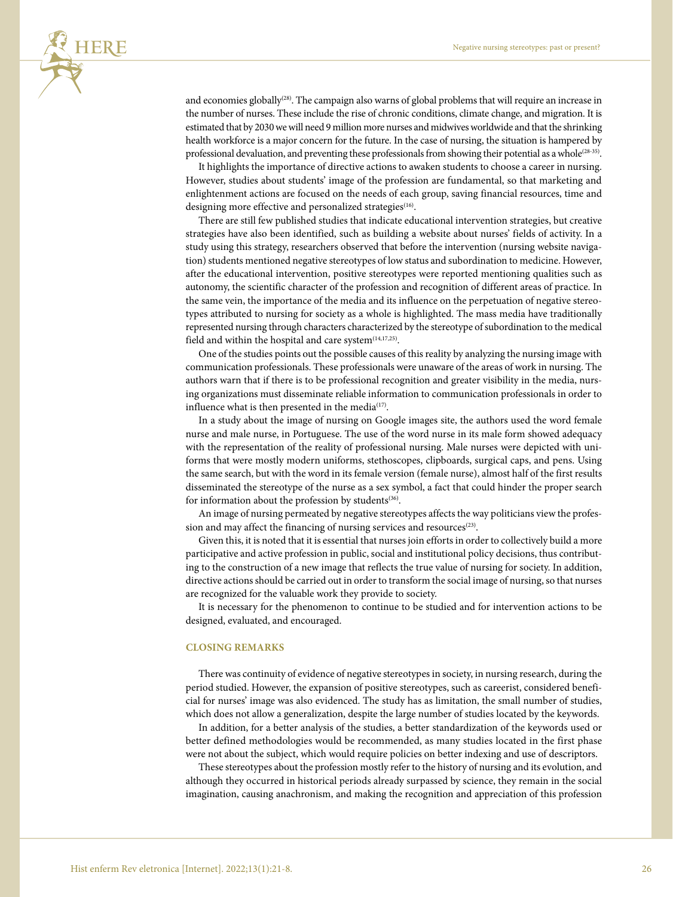and economies globally[28]. The campaign also warns of global problems that will require an increase in the number of nurses. These include the rise of chronic conditions, climate change, and migration. It is estimated that by 2030 we will need 9 million more nurses and midwives worldwide and that the shrinking health workforce is a major concern for the future. In the case of nursing, the situation is hampered by professional devaluation, and preventing these professionals from showing their potential as a whole[28-35].

It highlights the importance of directive actions to awaken students to choose a career in nursing. However, studies about students' image of the profession are fundamental, so that marketing and enlightenment actions are focused on the needs of each group, saving financial resources, time and designing more effective and personalized strategies[16].

There are still few published studies that indicate educational intervention strategies, but creative strategies have also been identified, such as building a website about nurses' fields of activity. In a study using this strategy, researchers observed that before the intervention (nursing website navigation) students mentioned negative stereotypes of low status and subordination to medicine. However, after the educational intervention, positive stereotypes were reported mentioning qualities such as autonomy, the scientific character of the profession and recognition of different areas of practice. In the same vein, the importance of the media and its influence on the perpetuation of negative stereotypes attributed to nursing for society as a whole is highlighted. The mass media have traditionally represented nursing through characters characterized by the stereotype of subordination to the medical field and within the hospital and care system[14,17,25].

One of the studies points out the possible causes of this reality by analyzing the nursing image with communication professionals. These professionals were unaware of the areas of work in nursing. The authors warn that if there is to be professional recognition and greater visibility in the media, nursing organizations must disseminate reliable information to communication professionals in order to influence what is then presented in the media[17].

In a study about the image of nursing on Google images site, the authors used the word female nurse and male nurse, in Portuguese. The use of the word nurse in its male form showed adequacy with the representation of the reality of professional nursing. Male nurses were depicted with uniforms that were mostly modern uniforms, stethoscopes, clipboards, surgical caps, and pens. Using the same search, but with the word in its female version (female nurse), almost half of the first results disseminated the stereotype of the nurse as a sex symbol, a fact that could hinder the proper search for information about the profession by students[36].

An image of nursing permeated by negative stereotypes affects the way politicians view the profession and may affect the financing of nursing services and resources[23].

Given this, it is noted that it is essential that nurses join efforts in order to collectively build a more participative and active profession in public, social and institutional policy decisions, thus contributing to the construction of a new image that reflects the true value of nursing for society. In addition, directive actions should be carried out in order to transform the social image of nursing, so that nurses are recognized for the valuable work they provide to society.

It is necessary for the phenomenon to continue to be studied and for intervention actions to be designed, evaluated, and encouraged.

## CLOSING REMARKS

There was continuity of evidence of negative stereotypes in society, in nursing research, during the period studied. However, the expansion of positive stereotypes, such as careerist, considered beneficial for nurses' image was also evidenced. The study has as limitation, the small number of studies, which does not allow a generalization, despite the large number of studies located by the keywords.

In addition, for a better analysis of the studies, a better standardization of the keywords used or better defined methodologies would be recommended, as many studies located in the first phase were not about the subject, which would require policies on better indexing and use of descriptors.

These stereotypes about the profession mostly refer to the history of nursing and its evolution, and although they occurred in historical periods already surpassed by science, they remain in the social imagination, causing anachronism, and making the recognition and appreciation of this profession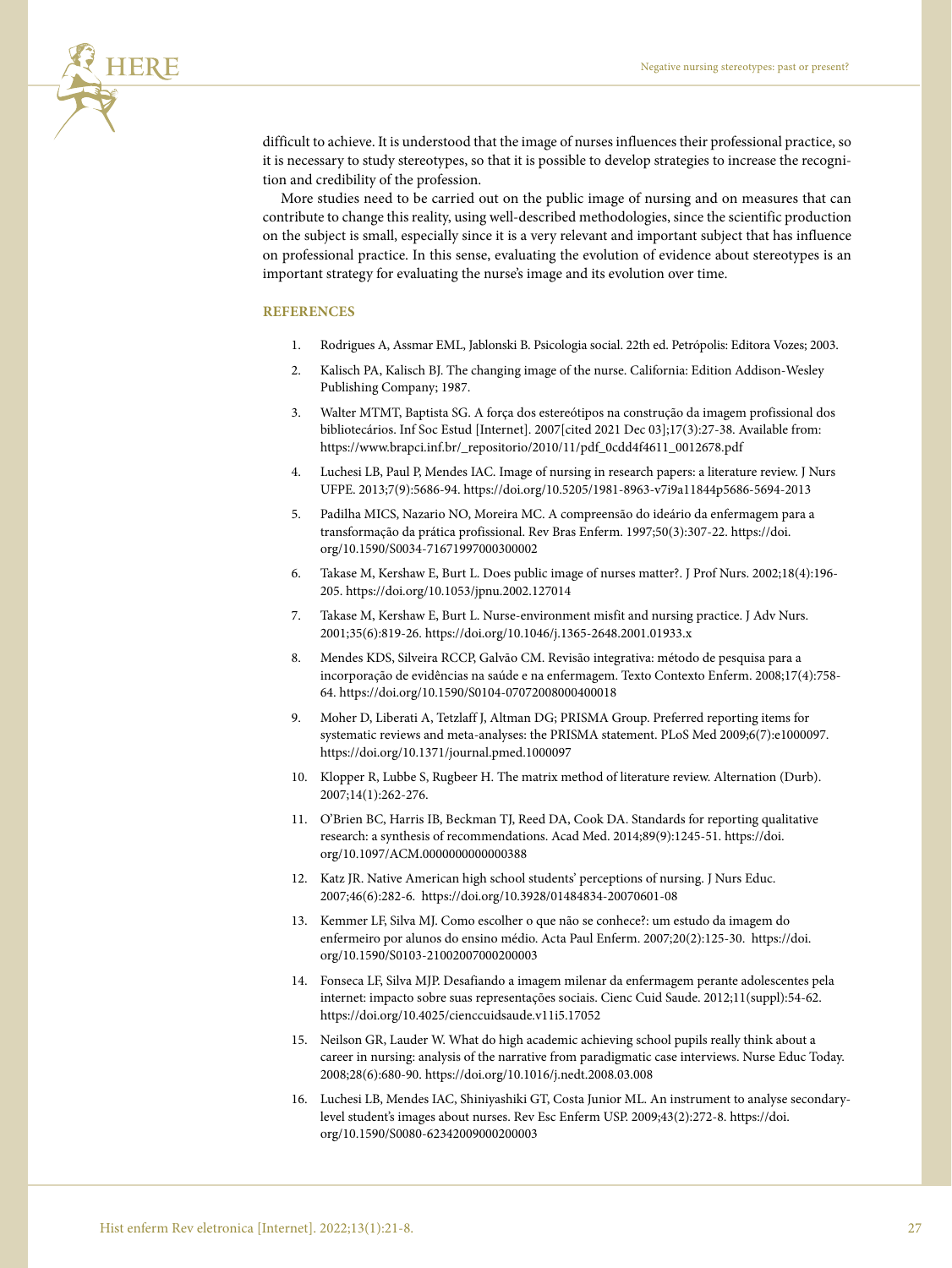difficult to achieve. It is understood that the image of nurses influences their professional practice, so it is necessary to study stereotypes, so that it is possible to develop strategies to increase the recognition and credibility of the profession.

More studies need to be carried out on the public image of nursing and on measures that can contribute to change this reality, using well-described methodologies, since the scientific production on the subject is small, especially since it is a very relevant and important subject that has influence on professional practice. In this sense, evaluating the evolution of evidence about stereotypes is an important strategy for evaluating the nurse's image and its evolution over time.

## REFERENCES

1. Rodrigues A, Assmar EML, Jablonski B. Psicologia social. 22th ed. Petrópolis: Editora Vozes; 2003.
2. Kalisch PA, Kalisch BJ. The changing image of the nurse. California: Edition Addison-Wesley Publishing Company; 1987.
3. Walter MTMT, Baptista SG. A força dos estereótipos na construção da imagem profissional dos bibliotecários. Inf Soc Estud [Internet]. 2007[cited 2021 Dec 03];17(3):27-38. Available from: https://www.brapci.inf.br/_repositorio/2010/11/pdf_0cdd4f4611_0012678.pdf
4. Luchesi LB, Paul P, Mendes IAC. Image of nursing in research papers: a literature review. J Nurs UFPE. 2013;7(9):5686-94. https://doi.org/10.5205/1981-8963-v7i9a11844p5686-5694-2013
5. Padilha MICS, Nazario NO, Moreira MC. A compreensão do ideário da enfermagem para a transformação da prática profissional. Rev Bras Enferm. 1997;50(3):307-22. https://doi.org/10.1590/S0034-71671997000300002
6. Takase M, Kershaw E, Burt L. Does public image of nurses matter?. J Prof Nurs. 2002;18(4):196-205. https://doi.org/10.1053/jpnu.2002.127014
7. Takase M, Kershaw E, Burt L. Nurse-environment misfit and nursing practice. J Adv Nurs. 2001;35(6):819-26. https://doi.org/10.1046/j.1365-2648.2001.01933.x
8. Mendes KDS, Silveira RCCP, Galvão CM. Revisão integrativa: método de pesquisa para a incorporação de evidências na saúde e na enfermagem. Texto Contexto Enferm. 2008;17(4):758-64. https://doi.org/10.1590/S0104-07072008000400018
9. Moher D, Liberati A, Tetzlaff J, Altman DG; PRISMA Group. Preferred reporting items for systematic reviews and meta-analyses: the PRISMA statement. PLoS Med 2009;6(7):e1000097. https://doi.org/10.1371/journal.pmed.1000097
10. Klopper R, Lubbe S, Rugbeer H. The matrix method of literature review. Alternation (Durb). 2007;14(1):262-276.
11. O'Brien BC, Harris IB, Beckman TJ, Reed DA, Cook DA. Standards for reporting qualitative research: a synthesis of recommendations. Acad Med. 2014;89(9):1245-51. https://doi.org/10.1097/ACM.0000000000000388
12. Katz JR. Native American high school students' perceptions of nursing. J Nurs Educ. 2007;46(6):282-6. https://doi.org/10.3928/01484834-20070601-08
13. Kemmer LF, Silva MJ. Como escolher o que não se conhece?: um estudo da imagem do enfermeiro por alunos do ensino médio. Acta Paul Enferm. 2007;20(2):125-30. https://doi.org/10.1590/S0103-21002007000200003
14. Fonseca LF, Silva MJP. Desafiando a imagem milenar da enfermagem perante adolescentes pela internet: impacto sobre suas representações sociais. Cienc Cuid Saude. 2012;11(suppl):54-62. https://doi.org/10.4025/cienccuidsaude.v11i5.17052
15. Neilson GR, Lauder W. What do high academic achieving school pupils really think about a career in nursing: analysis of the narrative from paradigmatic case interviews. Nurse Educ Today. 2008;28(6):680-90. https://doi.org/10.1016/j.nedt.2008.03.008
16. Luchesi LB, Mendes IAC, Shiniyashiki GT, Costa Junior ML. An instrument to analyse secondary-level student's images about nurses. Rev Esc Enferm USP. 2009;43(2):272-8. https://doi.org/10.1590/S0080-62342009000200003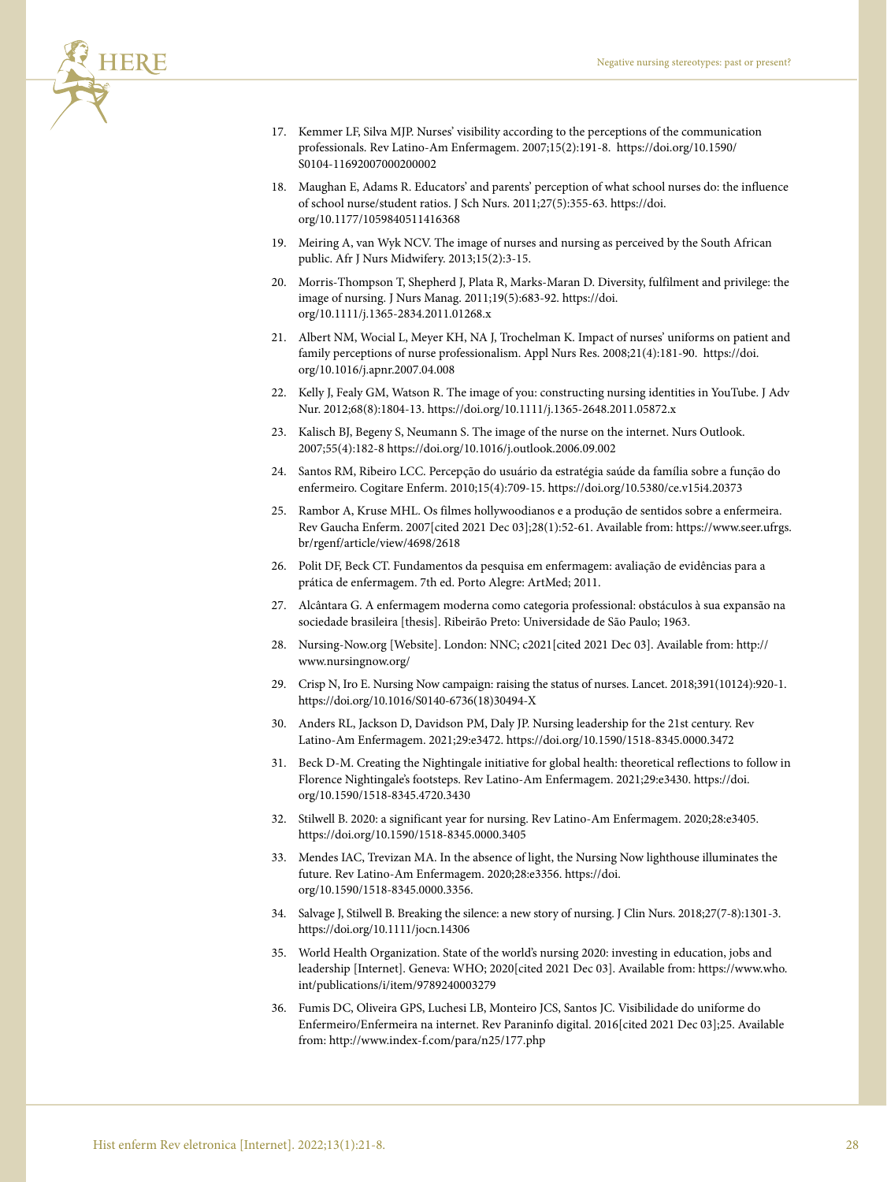17. Kemmer LF, Silva MJP. Nurses' visibility according to the perceptions of the communication professionals. Rev Latino-Am Enfermagem. 2007;15(2):191-8. https://doi.org/10.1590/S0104-11692007000200002

18. Maughan E, Adams R. Educators' and parents' perception of what school nurses do: the influence of school nurse/student ratios. J Sch Nurs. 2011;27(5):355-63. https://doi.org/10.1177/1059840511416368

19. Meiring A, van Wyk NCV. The image of nurses and nursing as perceived by the South African public. Afr J Nurs Midwifery. 2013;15(2):3-15.

20. Morris-Thompson T, Shepherd J, Plata R, Marks-Maran D. Diversity, fulfilment and privilege: the image of nursing. J Nurs Manag. 2011;19(5):683-92. https://doi.org/10.1111/j.1365-2834.2011.01268.x

21. Albert NM, Wocial L, Meyer KH, NA J, Trochelman K. Impact of nurses' uniforms on patient and family perceptions of nurse professionalism. Appl Nurs Res. 2008;21(4):181-90. https://doi.org/10.1016/j.apnr.2007.04.008

22. Kelly J, Fealy GM, Watson R. The image of you: constructing nursing identities in YouTube. J Adv Nur. 2012;68(8):1804-13. https://doi.org/10.1111/j.1365-2648.2011.05872.x

23. Kalisch BJ, Begeny S, Neumann S. The image of the nurse on the internet. Nurs Outlook. 2007;55(4):182-8 https://doi.org/10.1016/j.outlook.2006.09.002

24. Santos RM, Ribeiro LCC. Percepção do usuário da estratégia saúde da família sobre a função do enfermeiro. Cogitare Enferm. 2010;15(4):709-15. https://doi.org/10.5380/ce.v15i4.20373

25. Rambor A, Kruse MHL. Os filmes hollywoodianos e a produção de sentidos sobre a enfermeira. Rev Gaucha Enferm. 2007[cited 2021 Dec 03];28(1):52-61. Available from: https://www.seer.ufrgs.br/rgenf/article/view/4698/2618

26. Polit DF, Beck CT. Fundamentos da pesquisa em enfermagem: avaliação de evidências para a prática de enfermagem. 7th ed. Porto Alegre: ArtMed; 2011.

27. Alcântara G. A enfermagem moderna como categoria professional: obstáculos à sua expansão na sociedade brasileira [thesis]. Ribeirão Preto: Universidade de São Paulo; 1963.

28. Nursing-Now.org [Website]. London: NNC; c2021[cited 2021 Dec 03]. Available from: http://www.nursingnow.org/

29. Crisp N, Iro E. Nursing Now campaign: raising the status of nurses. Lancet. 2018;391(10124):920-1. https://doi.org/10.1016/S0140-6736(18)30494-X

30. Anders RL, Jackson D, Davidson PM, Daly JP. Nursing leadership for the 21st century. Rev Latino-Am Enfermagem. 2021;29:e3472. https://doi.org/10.1590/1518-8345.0000.3472

31. Beck D-M. Creating the Nightingale initiative for global health: theoretical reflections to follow in Florence Nightingale's footsteps. Rev Latino-Am Enfermagem. 2021;29:e3430. https://doi.org/10.1590/1518-8345.4720.3430

32. Stilwell B. 2020: a significant year for nursing. Rev Latino-Am Enfermagem. 2020;28:e3405. https://doi.org/10.1590/1518-8345.0000.3405

33. Mendes IAC, Trevizan MA. In the absence of light, the Nursing Now lighthouse illuminates the future. Rev Latino-Am Enfermagem. 2020;28:e3356. https://doi.org/10.1590/1518-8345.0000.3356.

34. Salvage J, Stilwell B. Breaking the silence: a new story of nursing. J Clin Nurs. 2018;27(7-8):1301-3. https://doi.org/10.1111/jocn.14306

35. World Health Organization. State of the world's nursing 2020: investing in education, jobs and leadership [Internet]. Geneva: WHO; 2020[cited 2021 Dec 03]. Available from: https://www.who.int/publications/i/item/9789240003279

36. Fumis DC, Oliveira GPS, Luchesi LB, Monteiro JCS, Santos JC. Visibilidade do uniforme do Enfermeiro/Enfermeira na internet. Rev Paraninfo digital. 2016[cited 2021 Dec 03];25. Available from: http://www.index-f.com/para/n25/177.php